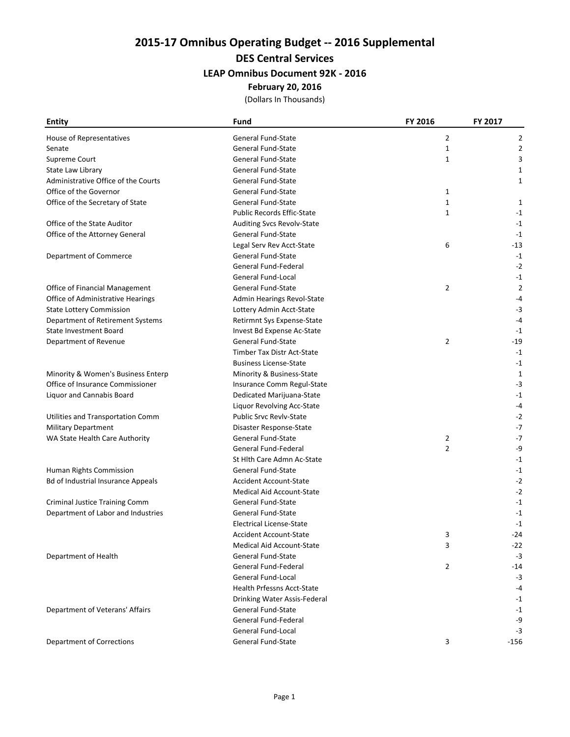# 2015-17 Omnibus Operating Budget -- 2016 Supplemental

## DES Central Services

### LEAP Omnibus Document 92K - 2016

**February 20, 2016**

(Dollars In Thousands)

| Entity | Fund | FY 2016 | FY 2017 |
|---|---|---|---|
| House of Representatives | General Fund-State | 2 | 2 |
| Senate | General Fund-State | 1 | 2 |
| Supreme Court | General Fund-State | 1 | 3 |
| State Law Library | General Fund-State | | 1 |
| Administrative Office of the Courts | General Fund-State | | 1 |
| Office of the Governor | General Fund-State | 1 | |
| Office of the Secretary of State | General Fund-State | 1 | 1 |
| | Public Records Effic-State | 1 | -1 |
| Office of the State Auditor | Auditing Svcs Revolv-State | | -1 |
| Office of the Attorney General | General Fund-State | | -1 |
| | Legal Serv Rev Acct-State | 6 | -13 |
| Department of Commerce | General Fund-State | | -1 |
| | General Fund-Federal | | -2 |
| | General Fund-Local | | -1 |
| Office of Financial Management | General Fund-State | 2 | 2 |
| Office of Administrative Hearings | Admin Hearings Revol-State | | -4 |
| State Lottery Commission | Lottery Admin Acct-State | | -3 |
| Department of Retirement Systems | Retirmnt Sys Expense-State | | -4 |
| State Investment Board | Invest Bd Expense Ac-State | | -1 |
| Department of Revenue | General Fund-State | 2 | -19 |
| | Timber Tax Distr Act-State | | -1 |
| | Business License-State | | -1 |
| Minority & Women's Business Enterp | Minority & Business-State | | 1 |
| Office of Insurance Commissioner | Insurance Comm Regul-State | | -3 |
| Liquor and Cannabis Board | Dedicated Marijuana-State | | -1 |
| | Liquor Revolving Acc-State | | -4 |
| Utilities and Transportation Comm | Public Srvc Revlv-State | | -2 |
| Military Department | Disaster Response-State | | -7 |
| WA State Health Care Authority | General Fund-State | 2 | -7 |
| | General Fund-Federal | 2 | -9 |
| | St Hlth Care Admn Ac-State | | -1 |
| Human Rights Commission | General Fund-State | | -1 |
| Bd of Industrial Insurance Appeals | Accident Account-State | | -2 |
| | Medical Aid Account-State | | -2 |
| Criminal Justice Training Comm | General Fund-State | | -1 |
| Department of Labor and Industries | General Fund-State | | -1 |
| | Electrical License-State | | -1 |
| | Accident Account-State | 3 | -24 |
| | Medical Aid Account-State | 3 | -22 |
| Department of Health | General Fund-State | | -3 |
| | General Fund-Federal | 2 | -14 |
| | General Fund-Local | | -3 |
| | Health Prfessns Acct-State | | -4 |
| | Drinking Water Assis-Federal | | -1 |
| Department of Veterans' Affairs | General Fund-State | | -1 |
| | General Fund-Federal | | -9 |
| | General Fund-Local | | -3 |
| Department of Corrections | General Fund-State | 3 | -156 |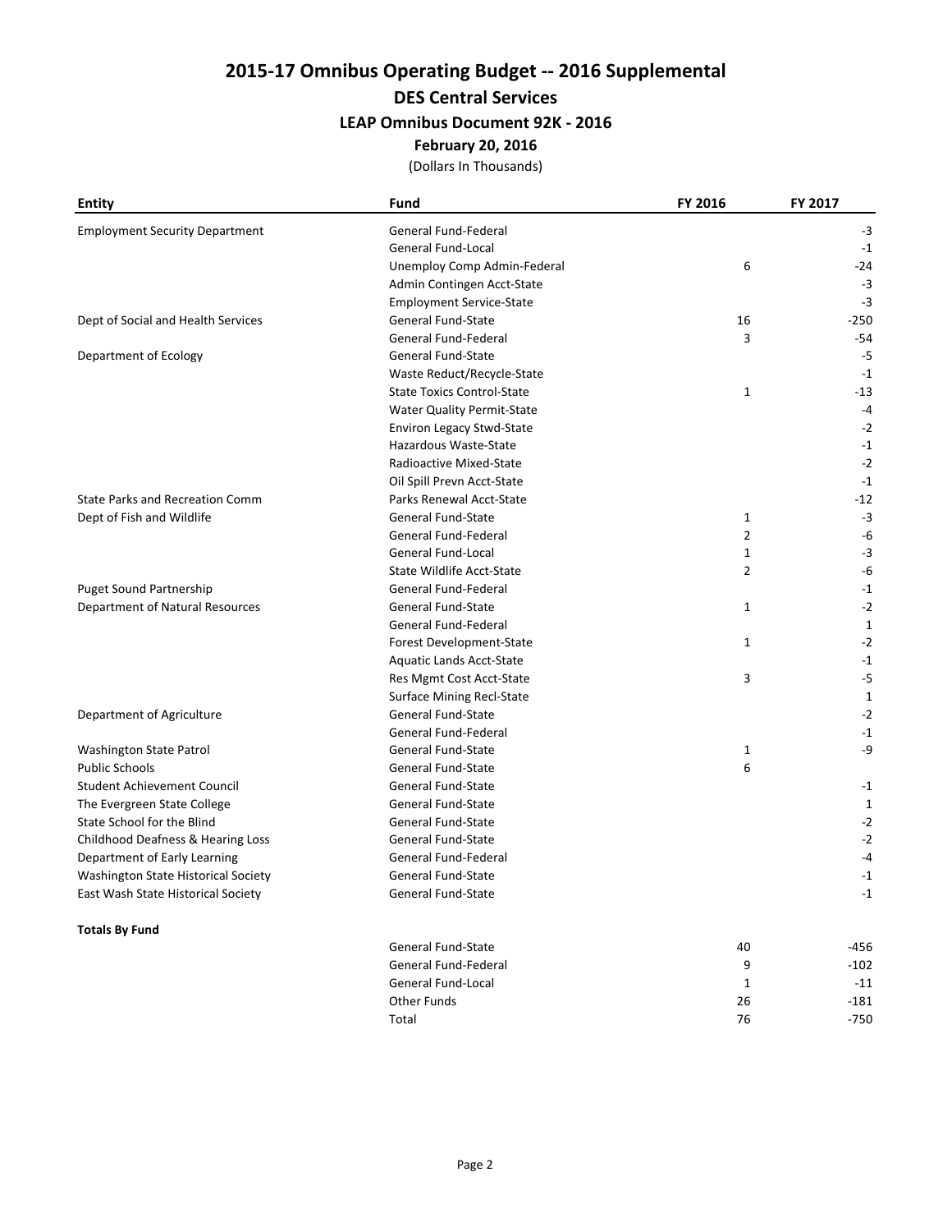# 2015-17 Omnibus Operating Budget -- 2016 Supplemental

## DES Central Services

### LEAP Omnibus Document 92K - 2016

**February 20, 2016**

(Dollars In Thousands)

| Entity | Fund | FY 2016 | FY 2017 |
|---|---|---|---|
| Employment Security Department | General Fund-Federal | | -3 |
| | General Fund-Local | | -1 |
| | Unemploy Comp Admin-Federal | 6 | -24 |
| | Admin Contingen Acct-State | | -3 |
| | Employment Service-State | | -3 |
| Dept of Social and Health Services | General Fund-State | 16 | -250 |
| | General Fund-Federal | 3 | -54 |
| Department of Ecology | General Fund-State | | -5 |
| | Waste Reduct/Recycle-State | | -1 |
| | State Toxics Control-State | 1 | -13 |
| | Water Quality Permit-State | | -4 |
| | Environ Legacy Stwd-State | | -2 |
| | Hazardous Waste-State | | -1 |
| | Radioactive Mixed-State | | -2 |
| | Oil Spill Prevn Acct-State | | -1 |
| State Parks and Recreation Comm | Parks Renewal Acct-State | | -12 |
| Dept of Fish and Wildlife | General Fund-State | 1 | -3 |
| | General Fund-Federal | 2 | -6 |
| | General Fund-Local | 1 | -3 |
| | State Wildlife Acct-State | 2 | -6 |
| Puget Sound Partnership | General Fund-Federal | | -1 |
| Department of Natural Resources | General Fund-State | 1 | -2 |
| | General Fund-Federal | | 1 |
| | Forest Development-State | 1 | -2 |
| | Aquatic Lands Acct-State | | -1 |
| | Res Mgmt Cost Acct-State | 3 | -5 |
| | Surface Mining Recl-State | | 1 |
| Department of Agriculture | General Fund-State | | -2 |
| | General Fund-Federal | | -1 |
| Washington State Patrol | General Fund-State | 1 | -9 |
| Public Schools | General Fund-State | 6 | |
| Student Achievement Council | General Fund-State | | -1 |
| The Evergreen State College | General Fund-State | | 1 |
| State School for the Blind | General Fund-State | | -2 |
| Childhood Deafness & Hearing Loss | General Fund-State | | -2 |
| Department of Early Learning | General Fund-Federal | | -4 |
| Washington State Historical Society | General Fund-State | | -1 |
| East Wash State Historical Society | General Fund-State | | -1 |
| **Totals By Fund** | | | |
| | General Fund-State | 40 | -456 |
| | General Fund-Federal | 9 | -102 |
| | General Fund-Local | 1 | -11 |
| | Other Funds | 26 | -181 |
| | Total | 76 | -750 |